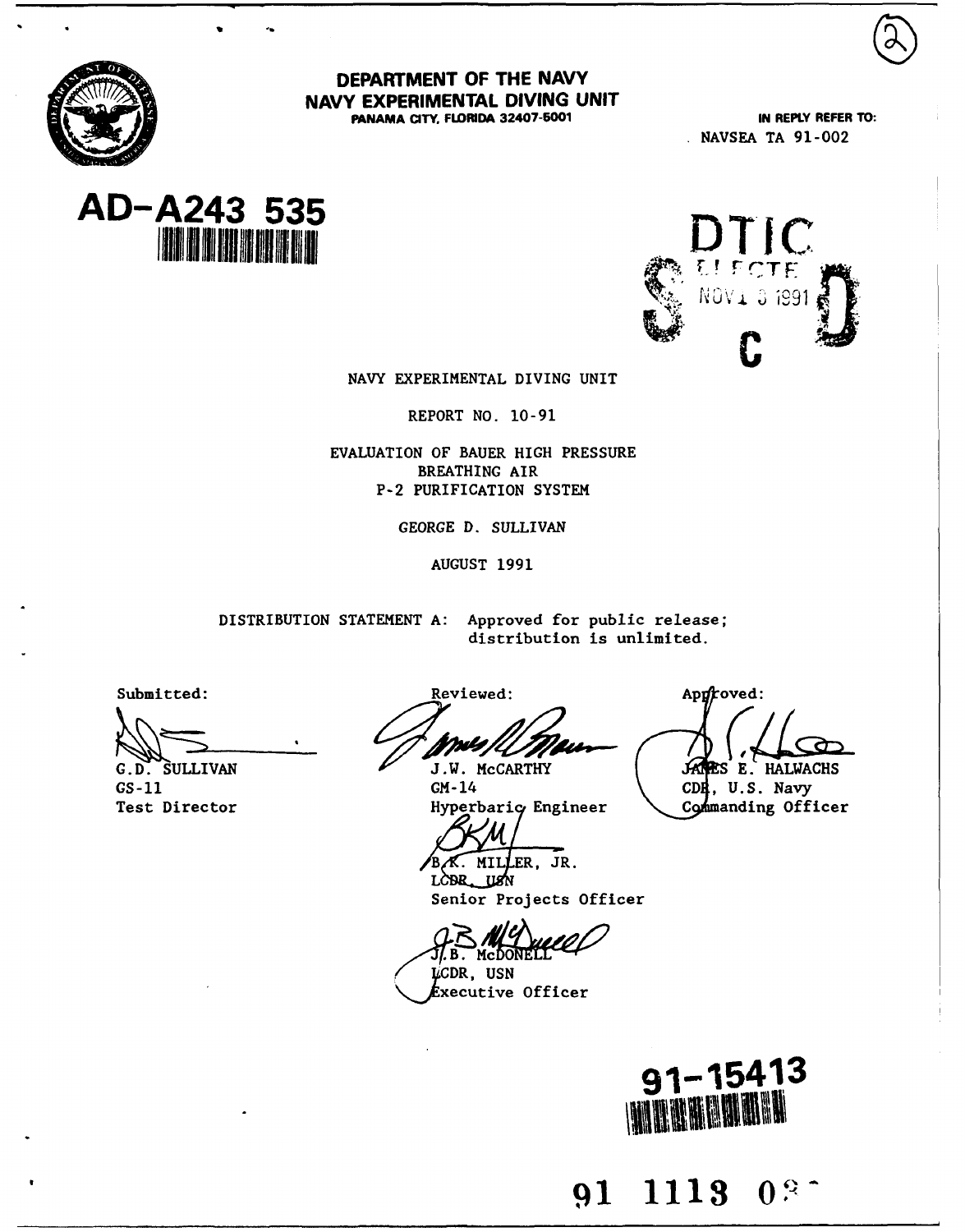# DEPARTMENT OF THE NAVY
## NAVY EXPERIMENTAL DIVING UNIT
PANAMA CITY, FLORIDA 32407-5001

IN REPLY REFER TO:
NAVSEA TA 91-002

AD-A243 535

DTIC
ELECTE
NOV 1 3 1991
S C D

NAVY EXPERIMENTAL DIVING UNIT

REPORT NO. 10-91

EVALUATION OF BAUER HIGH PRESSURE
BREATHING AIR
P-2 PURIFICATION SYSTEM

GEORGE D. SULLIVAN

AUGUST 1991

DISTRIBUTION STATEMENT A: Approved for public release; distribution is unlimited.

Submitted:

G.D. SULLIVAN
GS-11
Test Director

Reviewed:

J.W. McCARTHY
GM-14
Hyperbaric Engineer

B.K. MILLER, JR.
LCDR, USN
Senior Projects Officer

J.B. McDONELL
LCDR, USN
Executive Officer

Approved:

JAMES E. HALWACHS
CDR, U.S. Navy
Commanding Officer

91-15413

91 1113 0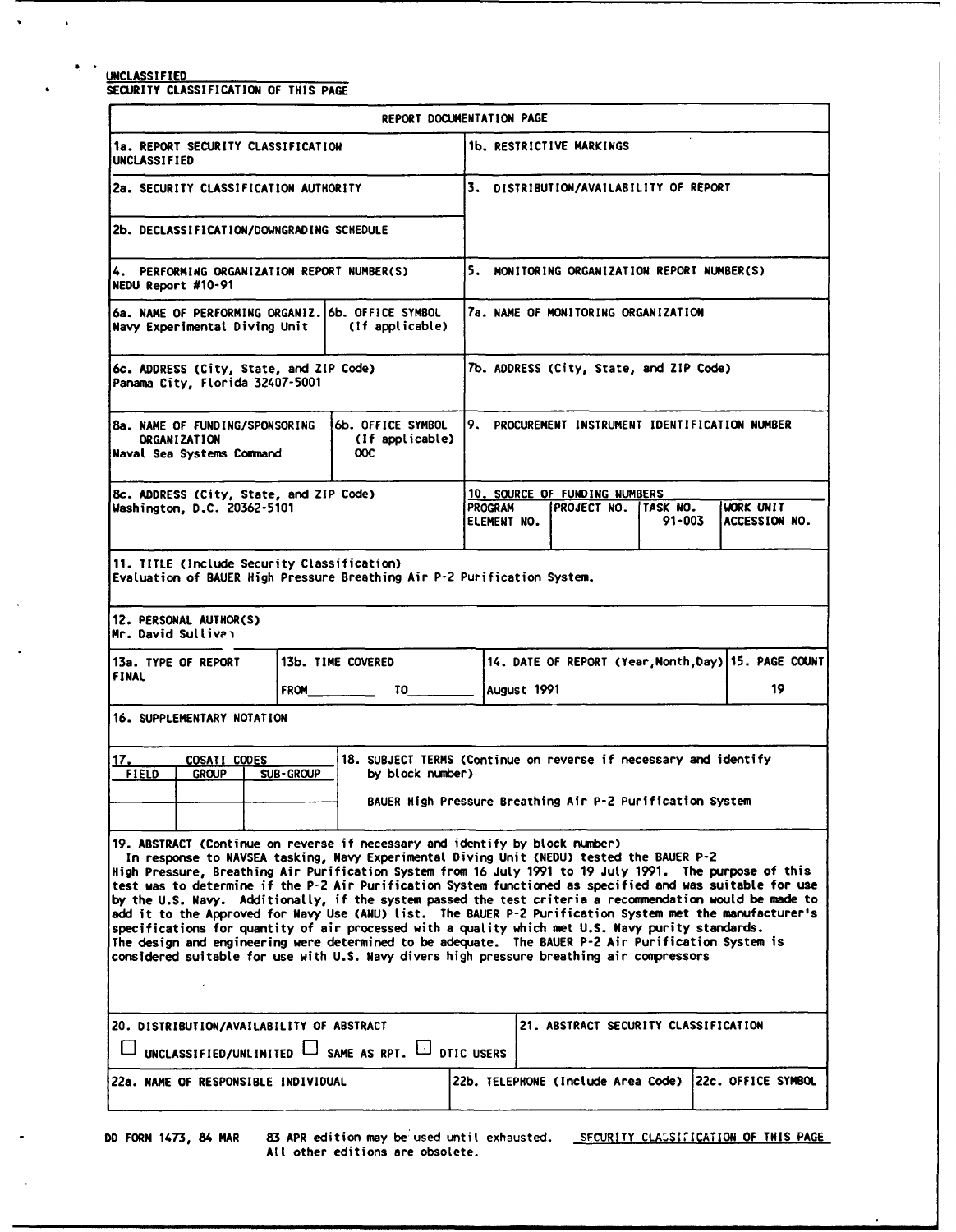UNCLASSIFIED
SECURITY CLASSIFICATION OF THIS PAGE

## REPORT DOCUMENTATION PAGE

| | |
|---|---|
| 1a. REPORT SECURITY CLASSIFICATION<br>UNCLASSIFIED | 1b. RESTRICTIVE MARKINGS |
| 2a. SECURITY CLASSIFICATION AUTHORITY | 3. DISTRIBUTION/AVAILABILITY OF REPORT |
| 2b. DECLASSIFICATION/DOWNGRADING SCHEDULE | |
| 4. PERFORMING ORGANIZATION REPORT NUMBER(S)<br>NEDU Report #10-91 | 5. MONITORING ORGANIZATION REPORT NUMBER(S) |
| 6a. NAME OF PERFORMING ORGANIZ.<br>Navy Experimental Diving Unit — 6b. OFFICE SYMBOL (If applicable) | 7a. NAME OF MONITORING ORGANIZATION |
| 6c. ADDRESS (City, State, and ZIP Code)<br>Panama City, Florida 32407-5001 | 7b. ADDRESS (City, State, and ZIP Code) |
| 8a. NAME OF FUNDING/SPONSORING ORGANIZATION<br>Naval Sea Systems Command — 8b. OFFICE SYMBOL (If applicable) OOC | 9. PROCUREMENT INSTRUMENT IDENTIFICATION NUMBER |
| 8c. ADDRESS (City, State, and ZIP Code)<br>Washington, D.C. 20362-5101 | 10. SOURCE OF FUNDING NUMBERS |

| PROGRAM ELEMENT NO. | PROJECT NO. | TASK NO. | WORK UNIT ACCESSION NO. |
|---|---|---|---|
| | | 91-003 | |

11. TITLE (Include Security Classification)
Evaluation of BAUER High Pressure Breathing Air P-2 Purification System.

12. PERSONAL AUTHOR(S)
Mr. David Sullivan

| 13a. TYPE OF REPORT | 13b. TIME COVERED | 14. DATE OF REPORT (Year,Month,Day) | 15. PAGE COUNT |
|---|---|---|---|
| FINAL | FROM ______ TO ______ | August 1991 | 19 |

16. SUPPLEMENTARY NOTATION

| 17. COSATI CODES | | | 18. SUBJECT TERMS (Continue on reverse if necessary and identify by block number) |
|---|---|---|---|
| FIELD | GROUP | SUB-GROUP | BAUER High Pressure Breathing Air P-2 Purification System |

19. ABSTRACT (Continue on reverse if necessary and identify by block number)
In response to NAVSEA tasking, Navy Experimental Diving Unit (NEDU) tested the BAUER P-2 High Pressure, Breathing Air Purification System from 16 July 1991 to 19 July 1991. The purpose of this test was to determine if the P-2 Air Purification System functioned as specified and was suitable for use by the U.S. Navy. Additionally, if the system passed the test criteria a recommendation would be made to add it to the Approved for Navy Use (ANU) list. The BAUER P-2 Purification System met the manufacturer's specifications for quantity of air processed with a quality which met U.S. Navy purity standards. The design and engineering were determined to be adequate. The BAUER P-2 Air Purification System is considered suitable for use with U.S. Navy divers high pressure breathing air compressors

| 20. DISTRIBUTION/AVAILABILITY OF ABSTRACT | 21. ABSTRACT SECURITY CLASSIFICATION |
|---|---|
| ☐ UNCLASSIFIED/UNLIMITED ☐ SAME AS RPT. ☐ DTIC USERS | |

| 22a. NAME OF RESPONSIBLE INDIVIDUAL | 22b. TELEPHONE (Include Area Code) | 22c. OFFICE SYMBOL |
|---|---|---|
| | | |

DD FORM 1473, 84 MAR — 83 APR edition may be used until exhausted. All other editions are obsolete. — SECURITY CLASSIFICATION OF THIS PAGE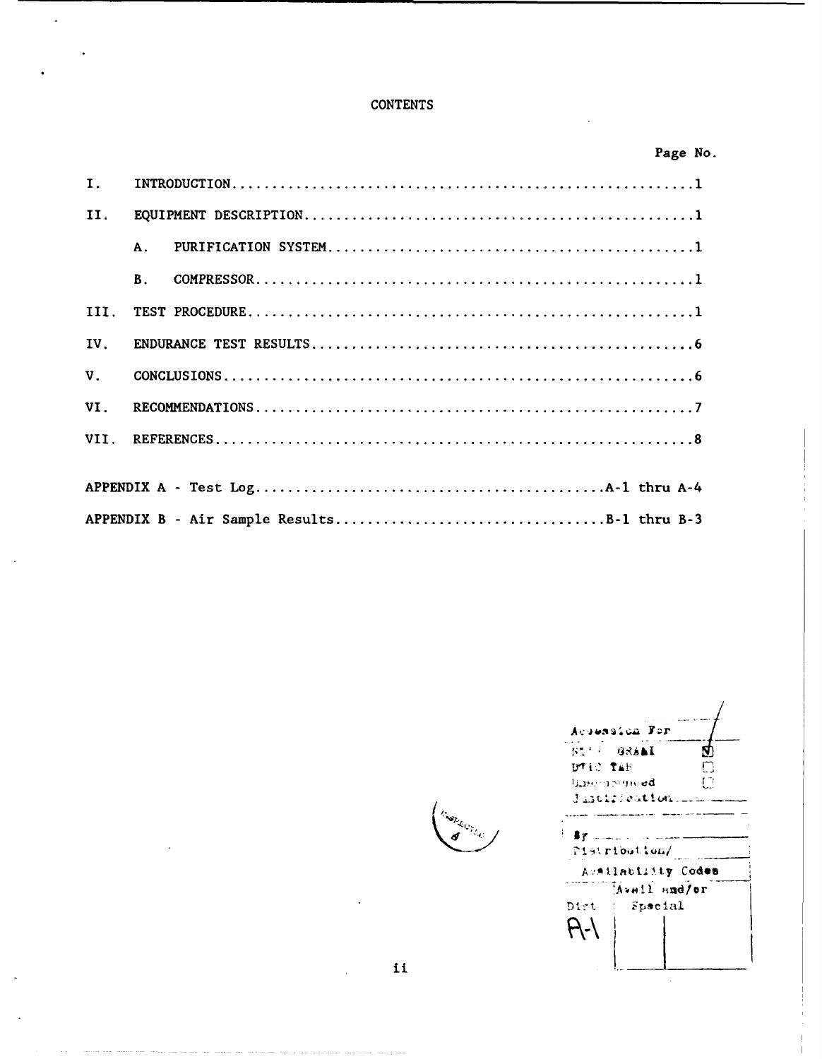# CONTENTS

| | | Page No. |
|---|---|---|
| I. | INTRODUCTION | 1 |
| II. | EQUIPMENT DESCRIPTION | 1 |
| | A. PURIFICATION SYSTEM | 1 |
| | B. COMPRESSOR | 1 |
| III. | TEST PROCEDURE | 1 |
| IV. | ENDURANCE TEST RESULTS | 6 |
| V. | CONCLUSIONS | 6 |
| VI. | RECOMMENDATIONS | 7 |
| VII. | REFERENCES | 8 |

| | |
|---|---|
| APPENDIX A - Test Log | A-1 thru A-4 |
| APPENDIX B - Air Sample Results | B-1 thru B-3 |

Accession For
NTIS GRA&I ☒
DTIC TAB ☐
Unannounced ☐
Justification

By
Distribution/
Availability Codes
Dist | Avail and/or Special
A-1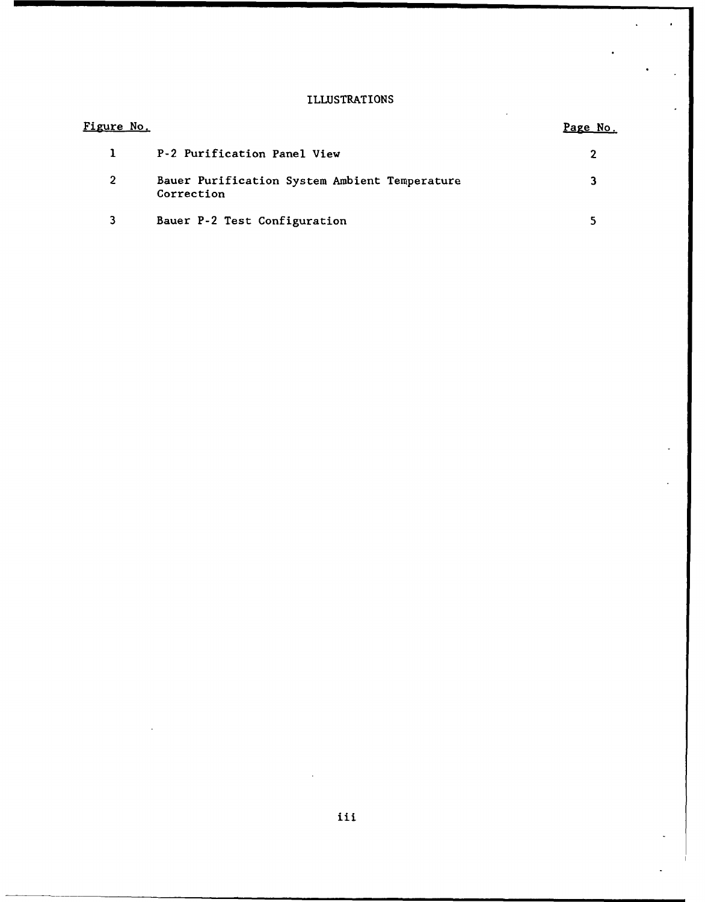# ILLUSTRATIONS

| Figure No. | | Page No. |
|---|---|---|
| 1 | P-2 Purification Panel View | 2 |
| 2 | Bauer Purification System Ambient Temperature Correction | 3 |
| 3 | Bauer P-2 Test Configuration | 5 |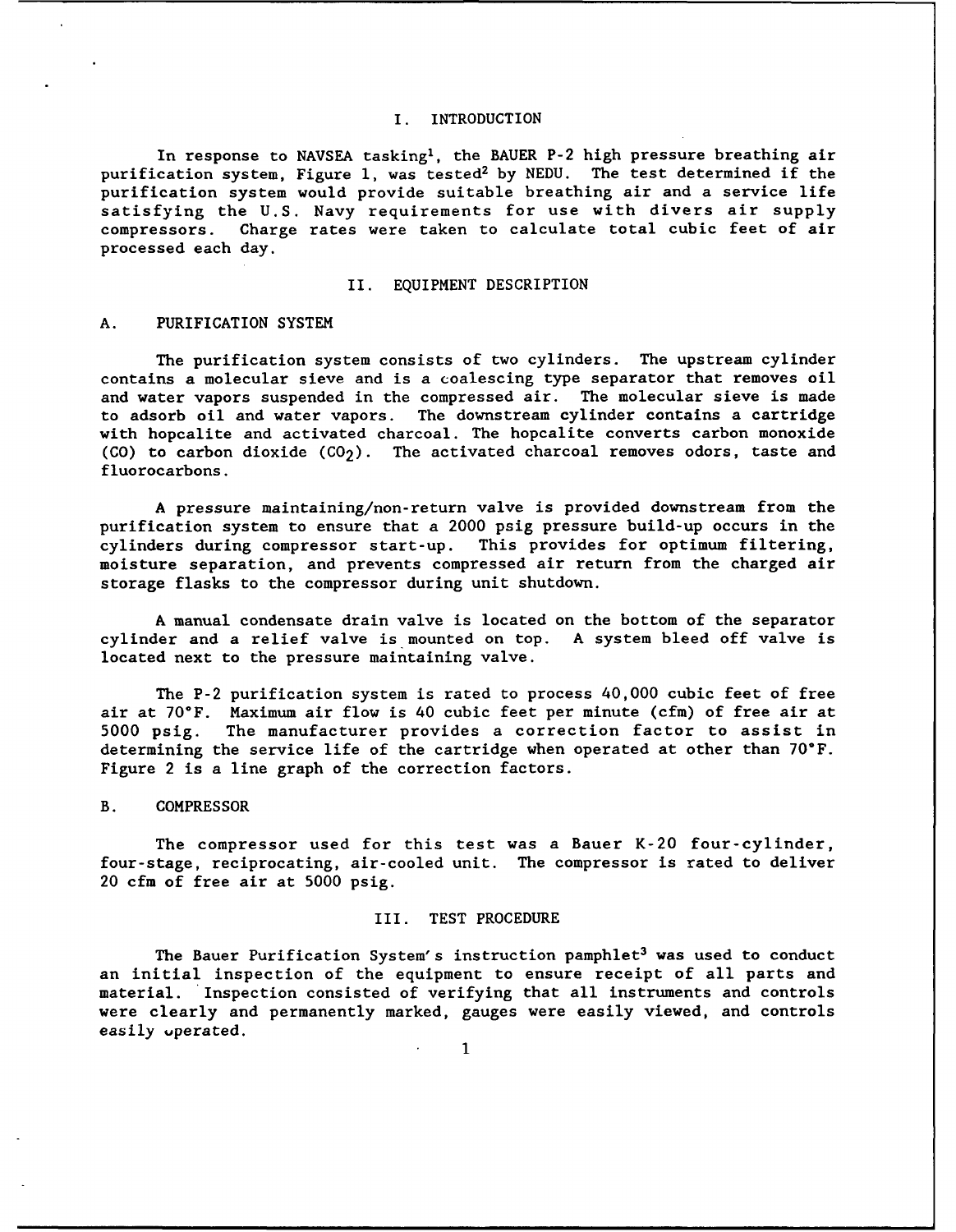# I. INTRODUCTION

In response to NAVSEA tasking[1], the BAUER P-2 high pressure breathing air purification system, Figure 1, was tested[2] by NEDU. The test determined if the purification system would provide suitable breathing air and a service life satisfying the U.S. Navy requirements for use with divers air supply compressors. Charge rates were taken to calculate total cubic feet of air processed each day.

# II. EQUIPMENT DESCRIPTION

## A. PURIFICATION SYSTEM

The purification system consists of two cylinders. The upstream cylinder contains a molecular sieve and is a coalescing type separator that removes oil and water vapors suspended in the compressed air. The molecular sieve is made to adsorb oil and water vapors. The downstream cylinder contains a cartridge with hopcalite and activated charcoal. The hopcalite converts carbon monoxide (CO) to carbon dioxide ($CO_2$). The activated charcoal removes odors, taste and fluorocarbons.

A pressure maintaining/non-return valve is provided downstream from the purification system to ensure that a 2000 psig pressure build-up occurs in the cylinders during compressor start-up. This provides for optimum filtering, moisture separation, and prevents compressed air return from the charged air storage flasks to the compressor during unit shutdown.

A manual condensate drain valve is located on the bottom of the separator cylinder and a relief valve is mounted on top. A system bleed off valve is located next to the pressure maintaining valve.

The P-2 purification system is rated to process 40,000 cubic feet of free air at 70°F. Maximum air flow is 40 cubic feet per minute (cfm) of free air at 5000 psig. The manufacturer provides a correction factor to assist in determining the service life of the cartridge when operated at other than 70°F. Figure 2 is a line graph of the correction factors.

## B. COMPRESSOR

The compressor used for this test was a Bauer K-20 four-cylinder, four-stage, reciprocating, air-cooled unit. The compressor is rated to deliver 20 cfm of free air at 5000 psig.

# III. TEST PROCEDURE

The Bauer Purification System's instruction pamphlet[3] was used to conduct an initial inspection of the equipment to ensure receipt of all parts and material. Inspection consisted of verifying that all instruments and controls were clearly and permanently marked, gauges were easily viewed, and controls easily operated.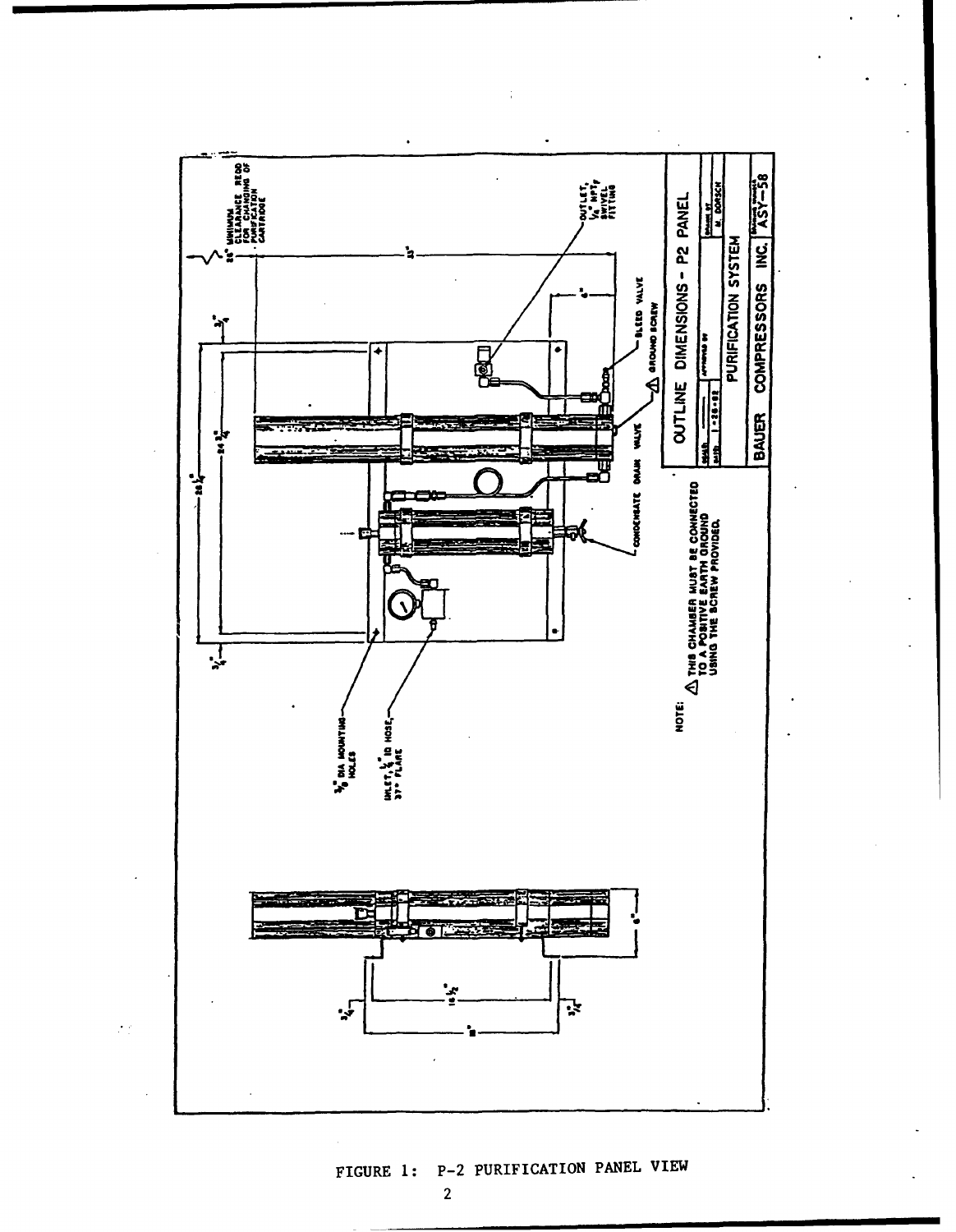OUTLINE DIMENSIONS - P2 PANEL

PURIFICATION SYSTEM

BAUER COMPRESSORS INC. ASY-58

DATE 1-28-82

DRAWN BY M. DORSCH

26" MINIMUM CLEARANCE REQD FOR CHANGING OF PURIFICATION CARTRIDGE

OUTLET, 1/4" NPT SWIVEL FITTING

BLEED VALVE

GROUND SCREW

CONDENSATE DRAIN VALVE

3/8" DIA MOUNTING HOLES

INLET, 1/4" ID HOSE, 37° FLARE

NOTE: THIS CHAMBER MUST BE CONNECTED TO A POSITIVE EARTH GROUND USING THE SCREW PROVIDED.

FIGURE 1: P-2 PURIFICATION PANEL VIEW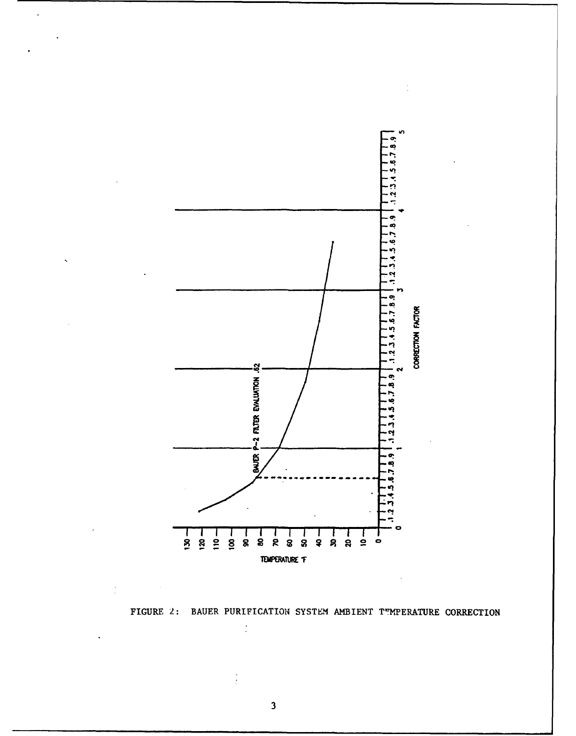FIGURE 2: BAUER PURIFICATION SYSTEM AMBIENT TEMPERATURE CORRECTION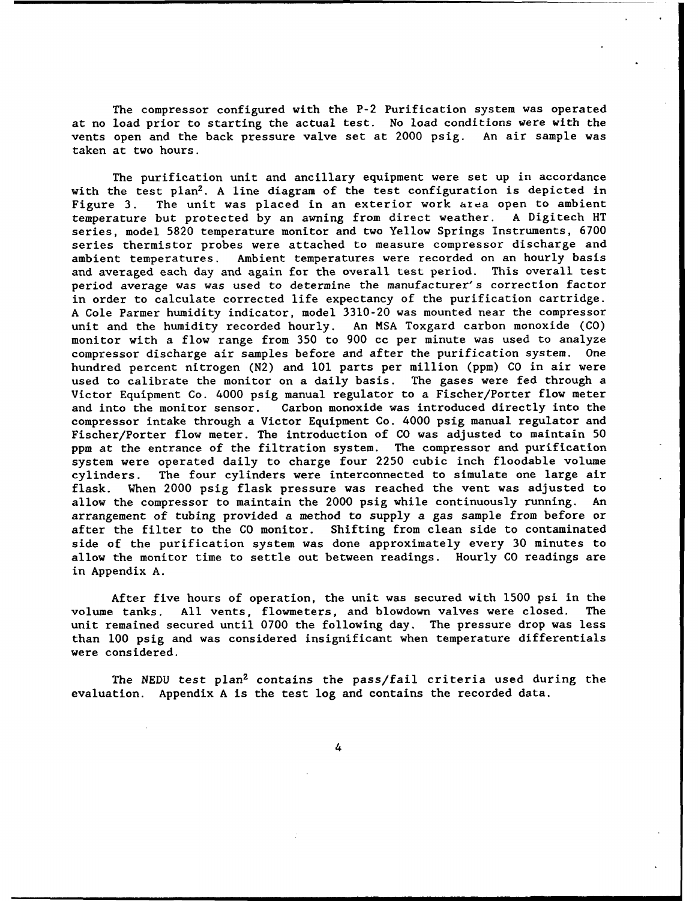The compressor configured with the P-2 Purification system was operated at no load prior to starting the actual test. No load conditions were with the vents open and the back pressure valve set at 2000 psig. An air sample was taken at two hours.

The purification unit and ancillary equipment were set up in accordance with the test plan[2]. A line diagram of the test configuration is depicted in Figure 3. The unit was placed in an exterior work area open to ambient temperature but protected by an awning from direct weather. A Digitech HT series, model 5820 temperature monitor and two Yellow Springs Instruments, 6700 series thermistor probes were attached to measure compressor discharge and ambient temperatures. Ambient temperatures were recorded on an hourly basis and averaged each day and again for the overall test period. This overall test period average was was used to determine the manufacturer's correction factor in order to calculate corrected life expectancy of the purification cartridge. A Cole Parmer humidity indicator, model 3310-20 was mounted near the compressor unit and the humidity recorded hourly. An MSA Toxgard carbon monoxide (CO) monitor with a flow range from 350 to 900 cc per minute was used to analyze compressor discharge air samples before and after the purification system. One hundred percent nitrogen ($N_2$) and 101 parts per million (ppm) CO in air were used to calibrate the monitor on a daily basis. The gases were fed through a Victor Equipment Co. 4000 psig manual regulator to a Fischer/Porter flow meter and into the monitor sensor. Carbon monoxide was introduced directly into the compressor intake through a Victor Equipment Co. 4000 psig manual regulator and Fischer/Porter flow meter. The introduction of CO was adjusted to maintain 50 ppm at the entrance of the filtration system. The compressor and purification system were operated daily to charge four 2250 cubic inch floodable volume cylinders. The four cylinders were interconnected to simulate one large air flask. When 2000 psig flask pressure was reached the vent was adjusted to allow the compressor to maintain the 2000 psig while continuously running. An arrangement of tubing provided a method to supply a gas sample from before or after the filter to the CO monitor. Shifting from clean side to contaminated side of the purification system was done approximately every 30 minutes to allow the monitor time to settle out between readings. Hourly CO readings are in Appendix A.

After five hours of operation, the unit was secured with 1500 psi in the volume tanks. All vents, flowmeters, and blowdown valves were closed. The unit remained secured until 0700 the following day. The pressure drop was less than 100 psig and was considered insignificant when temperature differentials were considered.

The NEDU test plan[2] contains the pass/fail criteria used during the evaluation. Appendix A is the test log and contains the recorded data.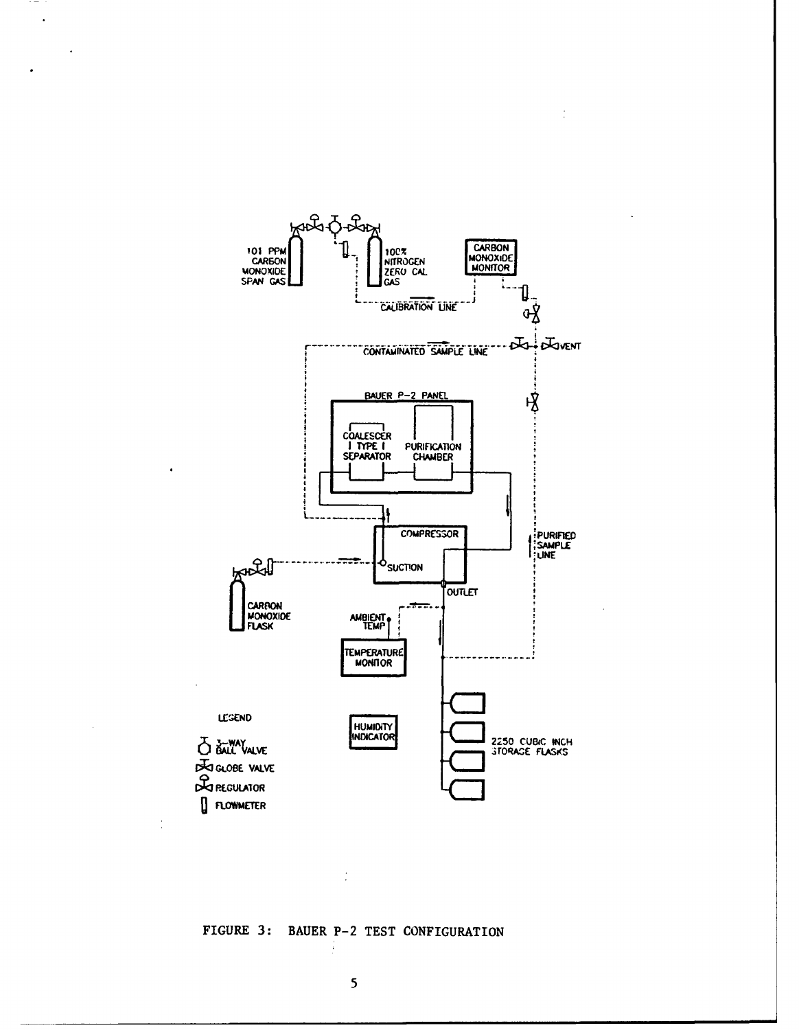FIGURE 3: BAUER P-2 TEST CONFIGURATION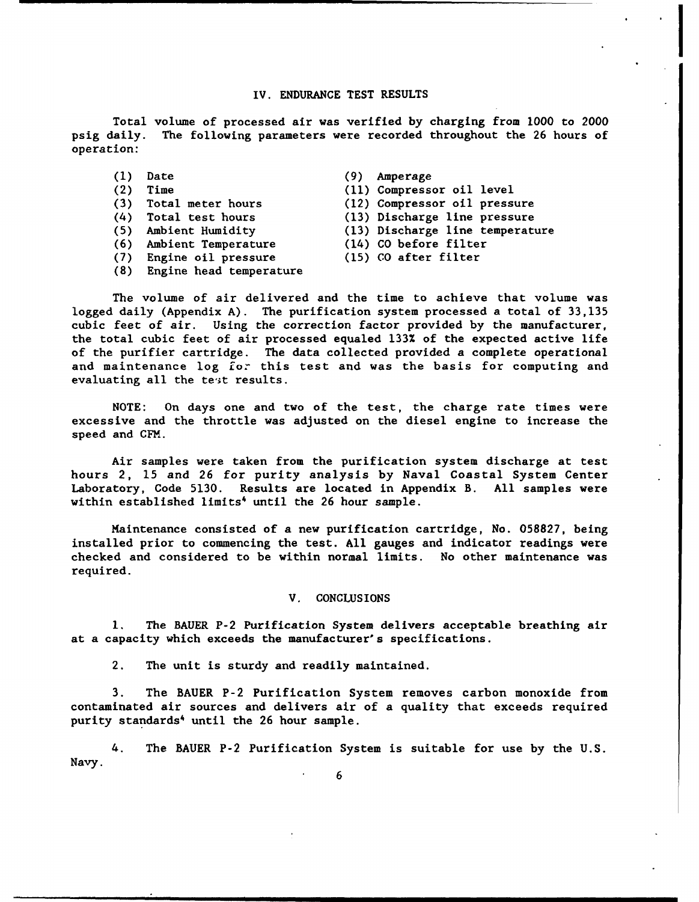## IV. ENDURANCE TEST RESULTS

Total volume of processed air was verified by charging from 1000 to 2000 psig daily. The following parameters were recorded throughout the 26 hours of operation:

(1) Date
(2) Time
(3) Total meter hours
(4) Total test hours
(5) Ambient Humidity
(6) Ambient Temperature
(7) Engine oil pressure
(8) Engine head temperature
(9) Amperage
(11) Compressor oil level
(12) Compressor oil pressure
(13) Discharge line pressure
(13) Discharge line temperature
(14) CO before filter
(15) CO after filter

The volume of air delivered and the time to achieve that volume was logged daily (Appendix A). The purification system processed a total of 33,135 cubic feet of air. Using the correction factor provided by the manufacturer, the total cubic feet of air processed equaled 133% of the expected active life of the purifier cartridge. The data collected provided a complete operational and maintenance log for this test and was the basis for computing and evaluating all the test results.

NOTE: On days one and two of the test, the charge rate times were excessive and the throttle was adjusted on the diesel engine to increase the speed and CFM.

Air samples were taken from the purification system discharge at test hours 2, 15 and 26 for purity analysis by Naval Coastal System Center Laboratory, Code 5130. Results are located in Appendix B. All samples were within established limits[4] until the 26 hour sample.

Maintenance consisted of a new purification cartridge, No. 058827, being installed prior to commencing the test. All gauges and indicator readings were checked and considered to be within normal limits. No other maintenance was required.

## V. CONCLUSIONS

1. The BAUER P-2 Purification System delivers acceptable breathing air at a capacity which exceeds the manufacturer's specifications.

2. The unit is sturdy and readily maintained.

3. The BAUER P-2 Purification System removes carbon monoxide from contaminated air sources and delivers air of a quality that exceeds required purity standards[4] until the 26 hour sample.

4. The BAUER P-2 Purification System is suitable for use by the U.S. Navy.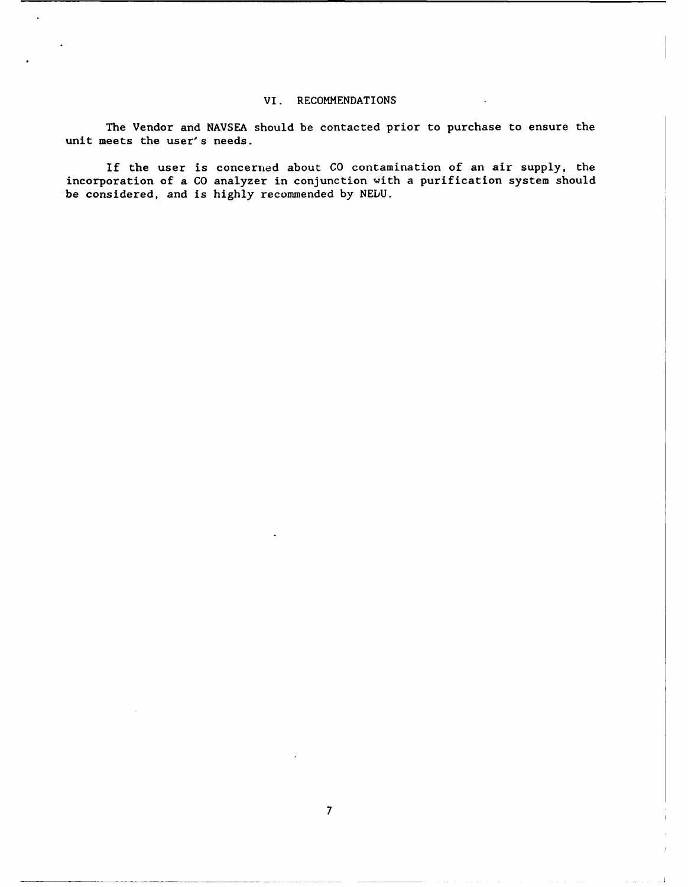## VI. RECOMMENDATIONS

The Vendor and NAVSEA should be contacted prior to purchase to ensure the unit meets the user's needs.

If the user is concerned about CO contamination of an air supply, the incorporation of a CO analyzer in conjunction with a purification system should be considered, and is highly recommended by NEDU.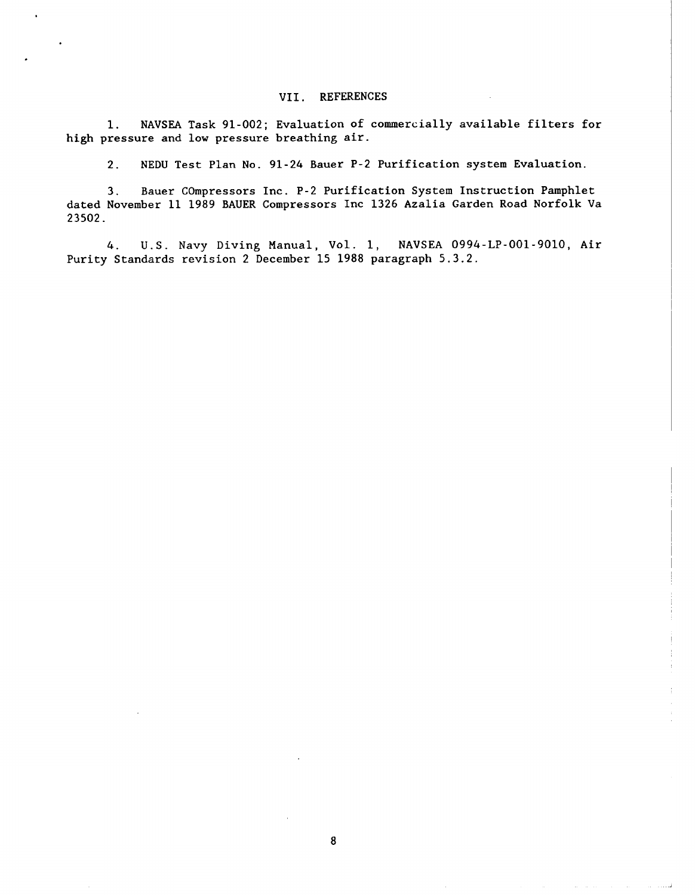## VII. REFERENCES

1. NAVSEA Task 91-002; Evaluation of commercially available filters for high pressure and low pressure breathing air.

2. NEDU Test Plan No. 91-24 Bauer P-2 Purification system Evaluation.

3. Bauer COmpressors Inc. P-2 Purification System Instruction Pamphlet dated November 11 1989 BAUER Compressors Inc 1326 Azalia Garden Road Norfolk Va 23502.

4. U.S. Navy Diving Manual, Vol. 1, NAVSEA 0994-LP-001-9010, Air Purity Standards revision 2 December 15 1988 paragraph 5.3.2.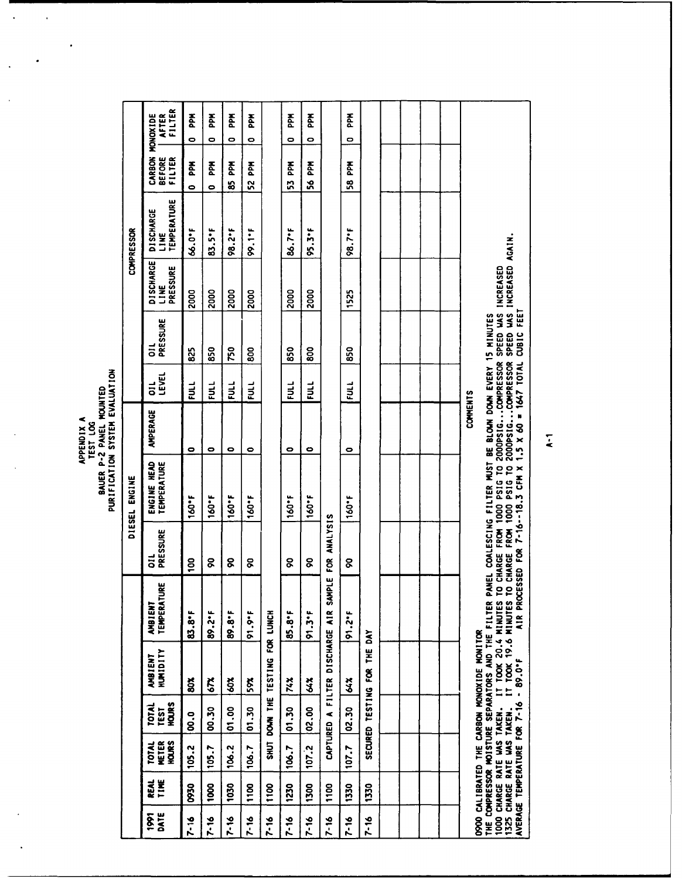# APPENDIX A
## TEST LOG
## BAUER P-2 PANEL MOUNTED PURIFICATION SYSTEM EVALUATION

| 1991 DATE | REAL TIME | TOTAL METER HOURS | TOTAL TEST HOURS | AMBIENT HUMIDITY | AMBIENT TEMPERATURE | DIESEL ENGINE | | | COMPRESSOR | | | | | | |
|---|---|---|---|---|---|---|---|---|---|---|---|---|---|---|---|
| | | | | | | OIL PRESSURE | ENGINE HEAD TEMPERATURE | AMPERAGE | OIL LEVEL | OIL PRESSURE | DISCHARGE LINE PRESSURE | DISCHARGE LINE TEMPERATURE | CARBON MONOXIDE BEFORE FILTER | CARBON MONOXIDE AFTER FILTER |
| 7-16 | 0930 | 105.2 | 00.0 | 80% | 83.8°F | 100 | 160°F | 0 | FULL | 825 | 2000 | 66.0°F | 0 PPM | 0 PPM |
| 7-16 | 1000 | 105.7 | 00.30 | 67% | 89.2°F | 90 | 160°F | 0 | FULL | 850 | 2000 | 83.5°F | 0 PPM | 0 PPM |
| 7-16 | 1030 | 106.2 | 01.00 | 60% | 89.8°F | 90 | 160°F | 0 | FULL | 750 | 2000 | 98.2°F | 85 PPM | 0 PPM |
| 7-16 | 1100 | 106.7 | 01.30 | 59% | 91.9°F | 90 | 160°F | 0 | FULL | 800 | 2000 | 99.1°F | 52 PPM | 0 PPM |
| 7-16 | 1100 | SHUT DOWN THE TESTING FOR LUNCH | | | | | | | | | | | | |
| 7-16 | 1230 | 106.7 | 01.30 | 74% | 85.8°F | 90 | 160°F | 0 | FULL | 850 | 2000 | 86.7°F | 53 PPM | 0 PPM |
| 7-16 | 1300 | 107.2 | 02.00 | 64% | 91.3°F | 90 | 160°F | 0 | FULL | 800 | 2000 | 95.3°F | 56 PPM | 0 PPM |
| 7-16 | 1100 | CAPTURED A FILTER DISCHARGE AIR SAMPLE FOR ANALYSIS | | | | | | | | | | | | |
| 7-16 | 1330 | 107.7 | 02.30 | 64% | 91.2°F | 90 | 160°F | 0 | FULL | 850 | 1525 | 98.7°F | 58 PPM | 0 PPM |
| 7-16 | 1330 | SECURED TESTING FOR THE DAY | | | | | | | | | | | | |

### COMMENTS

0900 CALIBRATED THE CARBON MONOXIDE MONITOR
THE COMPRESSOR MOISTURE SEPARATORS AND THE FILTER PANEL COALESCING FILTER MUST BE BLOWN DOWN EVERY 15 MINUTES
1000 CHARGE RATE WAS TAKEN. IT TOOK 20.4 MINUTES TO CHARGE FROM 1000 PSIG TO 2000PSIG...COMPRESSOR SPEED WAS INCREASED
1325 CHARGE RATE WAS TAKEN. IT TOOK 19.6 MINUTES TO CHARGE FROM 1000 PSIG TO 2000PSIG...COMPRESSOR SPEED WAS INCREASED AGAIN.
AVERAGE TEMPERATURE FOR 7-16 - 89.0°F AIR PROCESSED FOR 7-16--18.3 CFM X 1.5 X 60 = 1647 TOTAL CUBIC FEET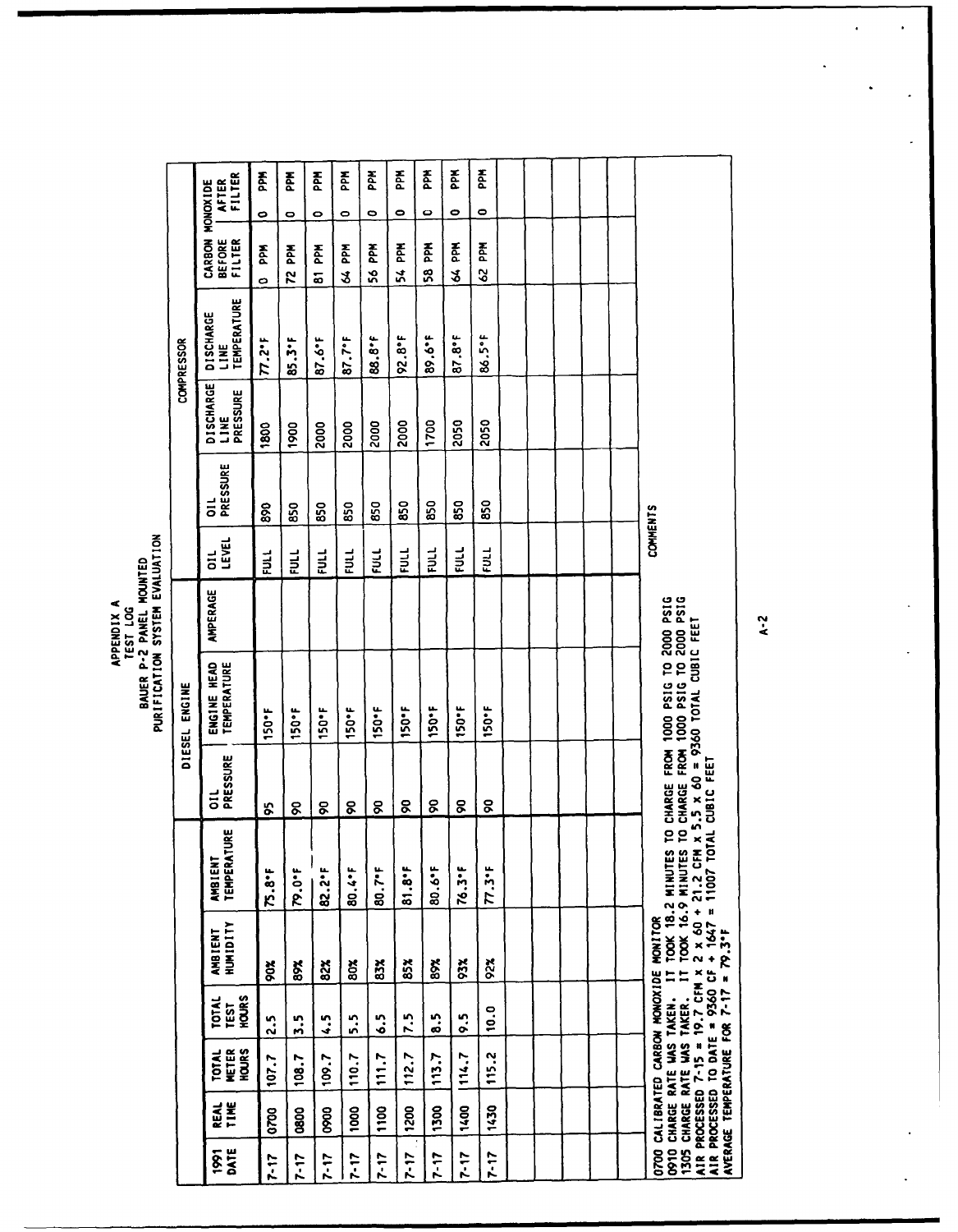# APPENDIX A
## TEST LOG
## BAUER P-2 PANEL MOUNTED
## PURIFICATION SYSTEM EVALUATION

| | | | | | | DIESEL ENGINE | | | COMPRESSOR | | | | | | |
|---|---|---|---|---|---|---|---|---|---|---|---|---|---|---|---|
| 1991 DATE | REAL TIME | TOTAL METER HOURS | TOTAL TEST HOURS | AMBIENT HUMIDITY | AMBIENT TEMPERATURE | OIL PRESSURE | ENGINE HEAD TEMPERATURE | AMPERAGE | OIL LEVEL | OIL PRESSURE | DISCHARGE LINE PRESSURE | DISCHARGE LINE TEMPERATURE | CARBON MONOXIDE BEFORE FILTER | CARBON MONOXIDE AFTER FILTER |
| 7-17 | 0700 | 107.7 | 2.5 | 90% | 75.8°F | 95 | 150°F | | FULL | 890 | 1800 | 77.2°F | 0 PPM | 0 PPM |
| 7-17 | 0800 | 108.7 | 3.5 | 89% | 79.0°F | 90 | 150°F | | FULL | 850 | 1900 | 85.3°F | 72 PPM | 0 PPM |
| 7-17 | 0900 | 109.7 | 4.5 | 82% | 82.2°F | 90 | 150°F | | FULL | 850 | 2000 | 87.6°F | 81 PPM | 0 PPM |
| 7-17 | 1000 | 110.7 | 5.5 | 80% | 80.4°F | 90 | 150°F | | FULL | 850 | 2000 | 87.7°F | 64 PPM | 0 PPM |
| 7-17 | 1100 | 111.7 | 6.5 | 83% | 80.7°F | 90 | 150°F | | FULL | 850 | 2000 | 88.8°F | 56 PPM | 0 PPM |
| 7-17 | 1200 | 112.7 | 7.5 | 85% | 81.8°F | 90 | 150°F | | FULL | 850 | 2000 | 92.8°F | 54 PPM | 0 PPM |
| 7-17 | 1300 | 113.7 | 8.5 | 89% | 80.6°F | 90 | 150°F | | FULL | 850 | 1700 | 89.6°F | 58 PPM | 0 PPM |
| 7-17 | 1400 | 114.7 | 9.5 | 93% | 76.3°F | 90 | 150°F | | FULL | 850 | 2050 | 87.8°F | 64 PPM | 0 PPM |
| 7-17 | 1430 | 115.2 | 10.0 | 92% | 77.3°F | 90 | 150°F | | FULL | 850 | 2050 | 86.5°F | 62 PPM | 0 PPM |

**COMMENTS**

0700 CALIBRATED CARBON MONOXIDE MONITOR
0910 CHARGE RATE WAS TAKEN. IT TOOK 18.2 MINUTES TO CHARGE FROM 1000 PSIG TO 2000 PSIG
1305 CHARGE RATE WAS TAKEN. IT TOOK 16.9 MINUTES TO CHARGE FROM 1000 PSIG TO 2000 PSIG
AIR PROCESSED 7-15 = 19.7 CFM x 2 x 60 + 21.2 CFM x 5.5 x 60 = 9360 TOTAL CUBIC FEET
AIR PROCESSED TO DATE = 9360 CF + 1647 = 11007 TOTAL CUBIC FEET
AVERAGE TEMPERATURE FOR 7-17 = 79.3°F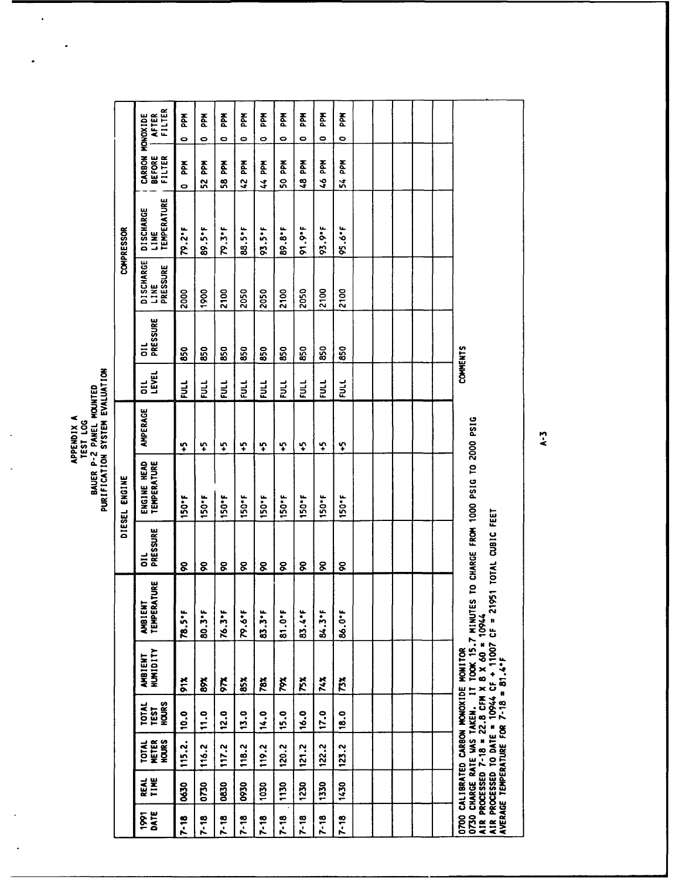# APPENDIX A
## TEST LOG
## BAUER P-2 PANEL MOUNTED
## PURIFICATION SYSTEM EVALUATION

| | | | | | | DIESEL ENGINE | | | COMPRESSOR | | | | | | |
|---|---|---|---|---|---|---|---|---|---|---|---|---|---|---|---|
| 1991 DATE | REAL TIME | TOTAL METER HOURS | TOTAL TEST HOURS | AMBIENT HUMIDITY | AMBIENT TEMPERATURE | OIL PRESSURE | ENGINE HEAD TEMPERATURE | AMPERAGE | OIL LEVEL | OIL PRESSURE | DISCHARGE LINE PRESSURE | DISCHARGE LINE TEMPERATURE | CARBON MONOXIDE BEFORE FILTER | CARBON MONOXIDE AFTER FILTER |
| 7-18 | 0630 | 115.2. | 10.0 | 91% | 78.5°F | 90 | 150°F | +5 | FULL | 850 | 2000 | 79.2°F | 0 PPM | 0 PPM |
| 7-18 | 0730 | 116.2 | 11.0 | 89% | 80.3°F | 90 | 150°F | +5 | FULL | 850 | 1900 | 89.5°F | 52 PPM | 0 PPM |
| 7-18 | 0830 | 117.2 | 12.0 | 97% | 76.3°F | 90 | 150°F | +5 | FULL | 850 | 2100 | 79.3°F | 58 PPM | 0 PPM |
| 7-18 | 0930 | 118.2 | 13.0 | 85% | 79.6°F | 90 | 150°F | +5 | FULL | 850 | 2050 | 88.5°F | 42 PPM | 0 PPM |
| 7-18 | 1030 | 119.2 | 14.0 | 78% | 83.3°F | 90 | 150°F | +5 | FULL | 850 | 2050 | 93.5°F | 44 PPM | 0 PPM |
| 7-18 | 1130 | 120.2 | 15.0 | 79% | 81.0°F | 90 | 150°F | +5 | FULL | 850 | 2100 | 89.8°F | 50 PPM | 0 PPM |
| 7-18 | 1230 | 121.2 | 16.0 | 75% | 83.4°F | 90 | 150°F | +5 | FULL | 850 | 2050 | 91.9°F | 48 PPM | 0 PPM |
| 7-18 | 1330 | 122.2 | 17.0 | 74% | 84.3°F | 90 | 150°F | +5 | FULL | 850 | 2100 | 93.9°F | 46 PPM | 0 PPM |
| 7-18 | 1430 | 123.2 | 18.0 | 73% | 86.0°F | 90 | 150°F | +5 | FULL | 850 | 2100 | 95.6°F | 54 PPM | 0 PPM |

COMMENTS

0700 CALIBRATED CARBON MONOXIDE MONITOR
0730 CHARGE RATE WAS TAKEN. IT TOOK 15.7 MINUTES TO CHARGE FROM 1000 PSIG TO 2000 PSIG
AIR PROCESSED 7-18 = 22.8 CFM X 8 X 60 = 10944
AIR PROCESSED TO DATE = 10944 CF + 11007 CF = 21951 TOTAL CUBIC FEET
AVERAGE TEMPERATURE FOR 7-18 = 81.4°F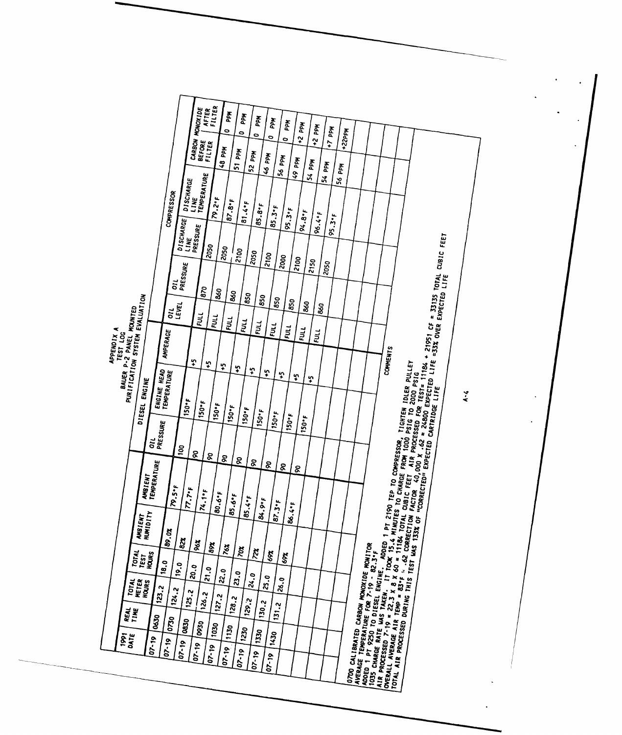# APPENDIX A

## TEST LOG

## BAUER P-2 PANEL MOUNTED PURIFICATION SYSTEM EVALUATION

| 1991 DATE | REAL TIME | TOTAL METER HOURS | TOTAL TEST HOURS | AMBIENT HUMIDITY | AMBIENT TEMPERATURE | DIESEL ENGINE | | | COMPRESSOR | | | | | CARBON MONOXIDE | |
|---|---|---|---|---|---|---|---|---|---|---|---|---|---|---|---|
| | | | | | | OIL PRESSURE | ENGINE HEAD TEMPERATURE | AMPERAGE | OIL LEVEL | OIL PRESSURE | DISCHARGE LINE PRESSURE | DISCHARGE LINE TEMPERATURE | | BEFORE FILTER | AFTER FILTER |
| 07-19 | 0630 | 123.2 | 18.0 | 89.0% | 79.5°F | 100 | 150°F | +5 | FULL | 870 | 2050 | 79.2°F | | 48 PPM | 0 PPM |
| 07-19 | 0730 | 124.2 | 19.0 | 82% | 77.7°F | 90 | 150°F | +5 | FULL | 860 | 2050 | 87.8°F | | 51 PPM | 0 PPM |
| 07-19 | 0830 | 125.2 | 20.0 | 96% | 74.1°F | 90 | 150°F | +5 | FULL | 860 | 2100 | 81.4°F | | 52 PPM | 0 PPM |
| 07-19 | 0930 | 126.2 | 21.0 | 89% | 80.6°F | 90 | 150°F | +5 | FULL | 850 | 2050 | 85.8°F | | 46 PPM | 0 PPM |
| 07-19 | 1030 | 127.2 | 22.0 | 76% | 85.6°F | 90 | 150°F | +5 | FULL | 850 | 2100 | 85.3°F | | 56 PPM | 0 PPM |
| 07-19 | 1130 | 128.2 | 23.0 | 70% | 85.4°F | 90 | 150°F | +5 | FULL | 850 | 2000 | 95.3°F | | 49 PPM | +2 PPM |
| 07-19 | 1230 | 129.2 | 24.0 | 72% | 84.9°F | 90 | 150°F | +5 | FULL | 850 | 2100 | 94.8°F | | 54 PPM | +2 PPM |
| 07-19 | 1330 | 130.2 | 25.0 | 69% | 87.3°F | 90 | 150°F | +5 | FULL | 860 | 2150 | 96.4°F | | 54 PPM | +7 PPM |
| 07-19 | 1430 | 131.2 | 26.0 | 69% | 86.4°F | 90 | | | FULL | 860 | 2050 | 95.3°F | | 56 PPM | +22PPM |

**COMMENTS**

0700 CALIBRATED CARBON MONOXIDE MONITOR
AVERAGE TEMPERATURE FOR 7-19 - 82.3°F
ADDED 1 PT 9250 TO DIESEL ENGINE. ADDED 1 PT 2190 TEP TO COMPRESSOR. TIGHTEN IDLER PULLEY
1035 CHARGE RATE WAS TAKEN. IT TOOK 15.4 MINUTES TO CHARGE FROM 1000 PSIG TO 2000 PSIG
AIR PROCESSED 7-19 = 22.3 X 8 X 60 = 11184 TOTAL CUBIC FEET. AIR PROCESSED FOR TEST= 11184 + 21951 CF = 33135 TOTAL CUBIC FEET
OVERALL AVERAGE AIR TEMP = 83°F ≈ .62 CORRECTION FACTOR 40,000 X .62 = 24800 EXPECTED LIFE =33% OVER EXPECTED LIFE
TOTAL AIR PROCESSED DURING THIS TEST WAS 133% OF "CORRECTED" EXPECTED CARTRIDGE LIFE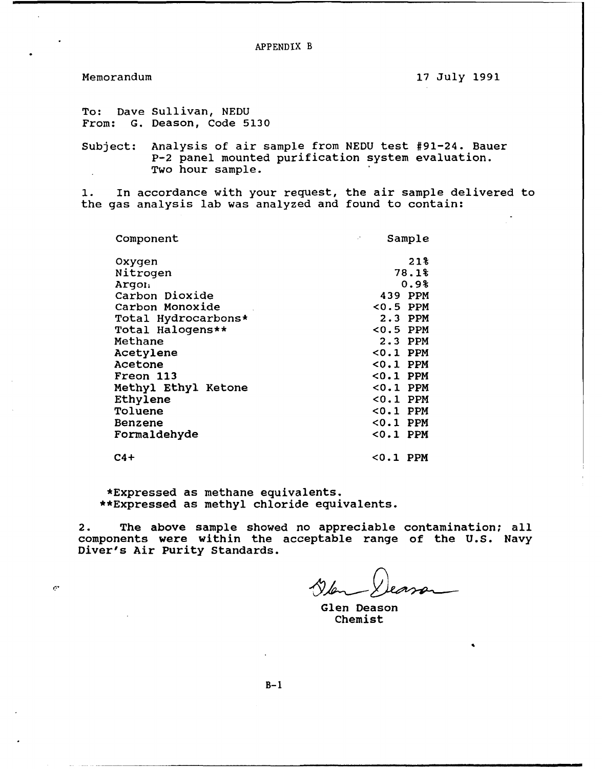# APPENDIX B

Memorandum 17 July 1991

To: Dave Sullivan, NEDU
From: G. Deason, Code 5130

Subject: Analysis of air sample from NEDU test #91-24. Bauer P-2 panel mounted purification system evaluation. Two hour sample.

1. In accordance with your request, the air sample delivered to the gas analysis lab was analyzed and found to contain:

| Component | Sample |
|---|---|
| Oxygen | 21% |
| Nitrogen | 78.1% |
| Argon | 0.9% |
| Carbon Dioxide | 439 PPM |
| Carbon Monoxide | <0.5 PPM |
| Total Hydrocarbons* | 2.3 PPM |
| Total Halogens** | <0.5 PPM |
| Methane | 2.3 PPM |
| Acetylene | <0.1 PPM |
| Acetone | <0.1 PPM |
| Freon 113 | <0.1 PPM |
| Methyl Ethyl Ketone | <0.1 PPM |
| Ethylene | <0.1 PPM |
| Toluene | <0.1 PPM |
| Benzene | <0.1 PPM |
| Formaldehyde | <0.1 PPM |
| C4+ | <0.1 PPM |

*Expressed as methane equivalents.
**Expressed as methyl chloride equivalents.

2. The above sample showed no appreciable contamination; all components were within the acceptable range of the U.S. Navy Diver's Air Purity Standards.

Glen Deason
Chemist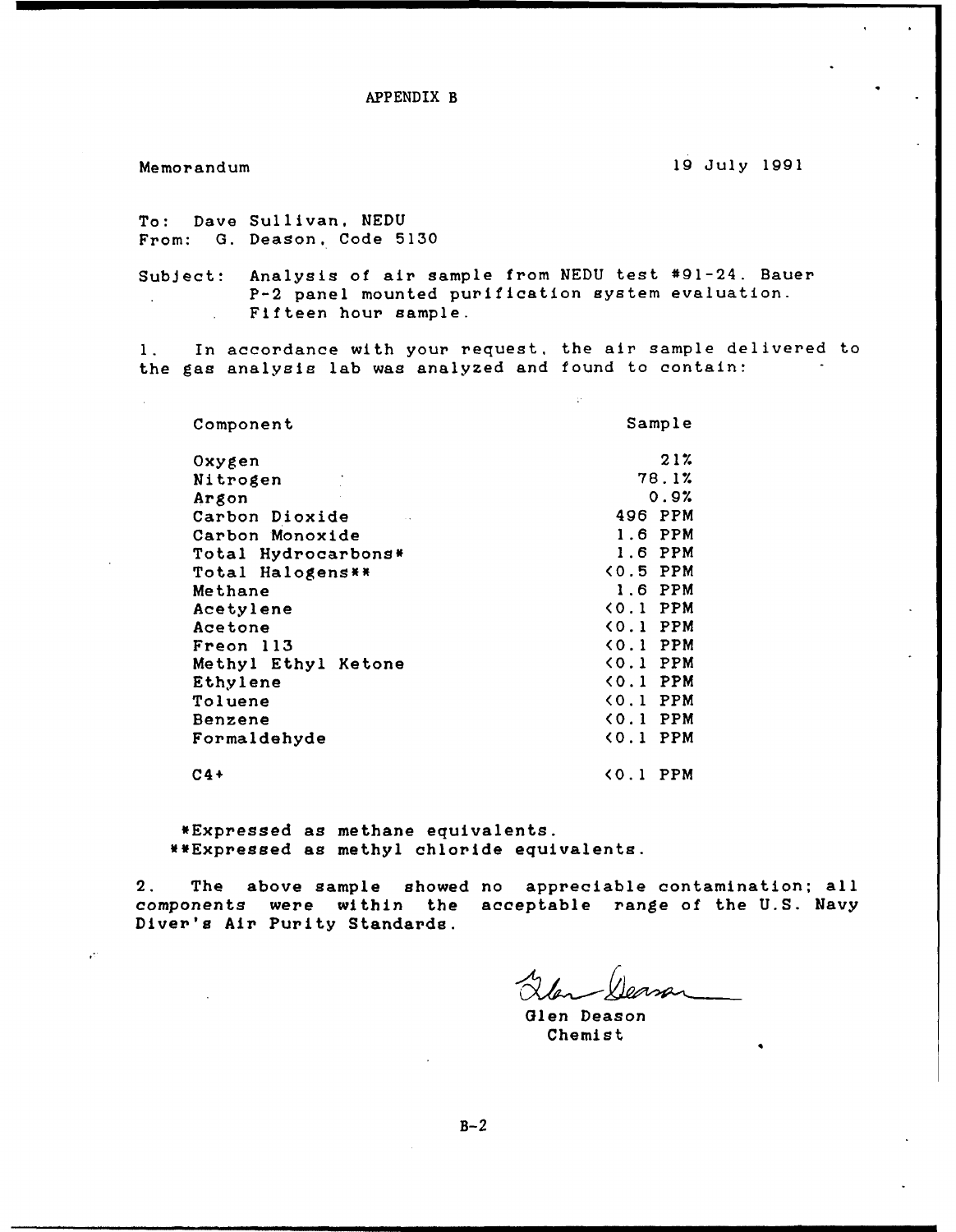# APPENDIX B

Memorandum

19 July 1991

To: Dave Sullivan, NEDU
From: G. Deason, Code 5130

Subject: Analysis of air sample from NEDU test #91-24. Bauer P-2 panel mounted purification system evaluation. Fifteen hour sample.

1. In accordance with your request, the air sample delivered to the gas analysis lab was analyzed and found to contain:

| Component | Sample |
|---|---|
| Oxygen | 21% |
| Nitrogen | 78.1% |
| Argon | 0.9% |
| Carbon Dioxide | 496 PPM |
| Carbon Monoxide | 1.6 PPM |
| Total Hydrocarbons* | 1.6 PPM |
| Total Halogens** | <0.5 PPM |
| Methane | 1.6 PPM |
| Acetylene | <0.1 PPM |
| Acetone | <0.1 PPM |
| Freon 113 | <0.1 PPM |
| Methyl Ethyl Ketone | <0.1 PPM |
| Ethylene | <0.1 PPM |
| Toluene | <0.1 PPM |
| Benzene | <0.1 PPM |
| Formaldehyde | <0.1 PPM |
| C4+ | <0.1 PPM |

*Expressed as methane equivalents.
**Expressed as methyl chloride equivalents.

2. The above sample showed no appreciable contamination; all components were within the acceptable range of the U.S. Navy Diver's Air Purity Standards.

Glen Deason
Chemist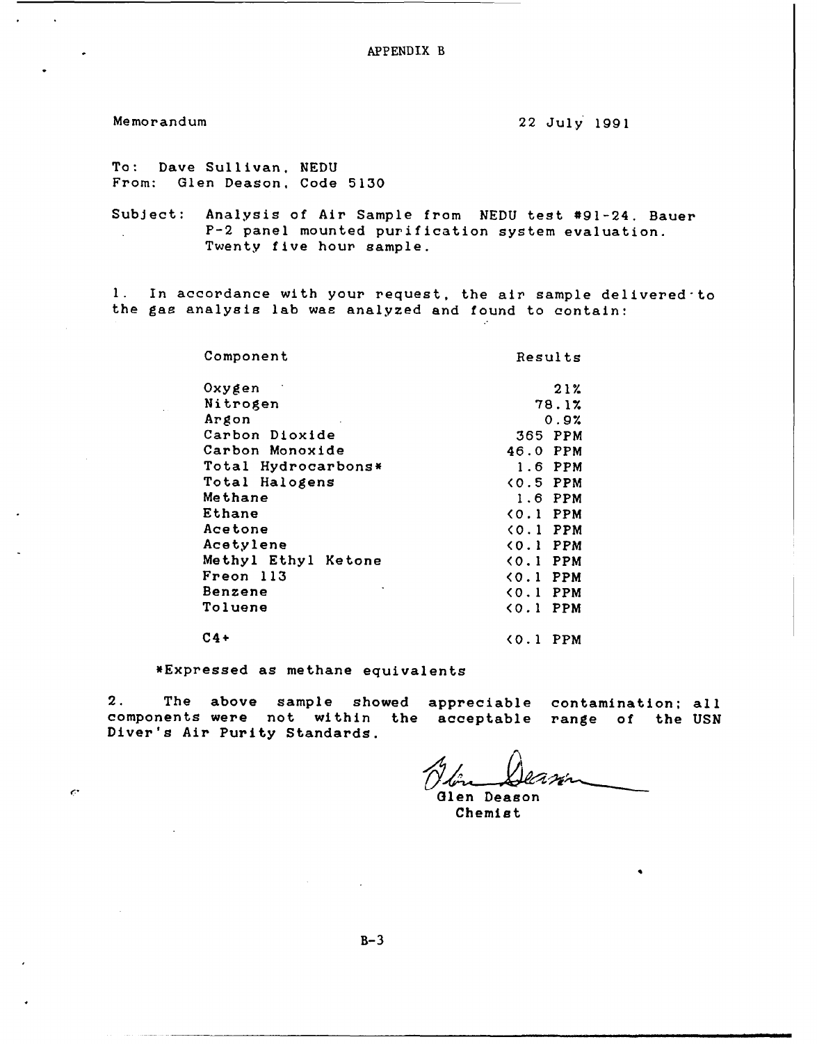APPENDIX B

Memorandum

22 July 1991

To: Dave Sullivan, NEDU
From: Glen Deason, Code 5130

Subject: Analysis of Air Sample from NEDU test #91-24. Bauer P-2 panel mounted purification system evaluation. Twenty five hour sample.

1. In accordance with your request, the air sample delivered to the gas analysis lab was analyzed and found to contain:

| Component | Results |
|---|---|
| Oxygen | 21% |
| Nitrogen | 78.1% |
| Argon | 0.9% |
| Carbon Dioxide | 365 PPM |
| Carbon Monoxide | 46.0 PPM |
| Total Hydrocarbons* | 1.6 PPM |
| Total Halogens | <0.5 PPM |
| Methane | 1.6 PPM |
| Ethane | <0.1 PPM |
| Acetone | <0.1 PPM |
| Acetylene | <0.1 PPM |
| Methyl Ethyl Ketone | <0.1 PPM |
| Freon 113 | <0.1 PPM |
| Benzene | <0.1 PPM |
| Toluene | <0.1 PPM |
| C4+ | <0.1 PPM |

*Expressed as methane equivalents

2. The above sample showed appreciable contamination; all components were not within the acceptable range of the USN Diver's Air Purity Standards.

Glen Deason
Chemist